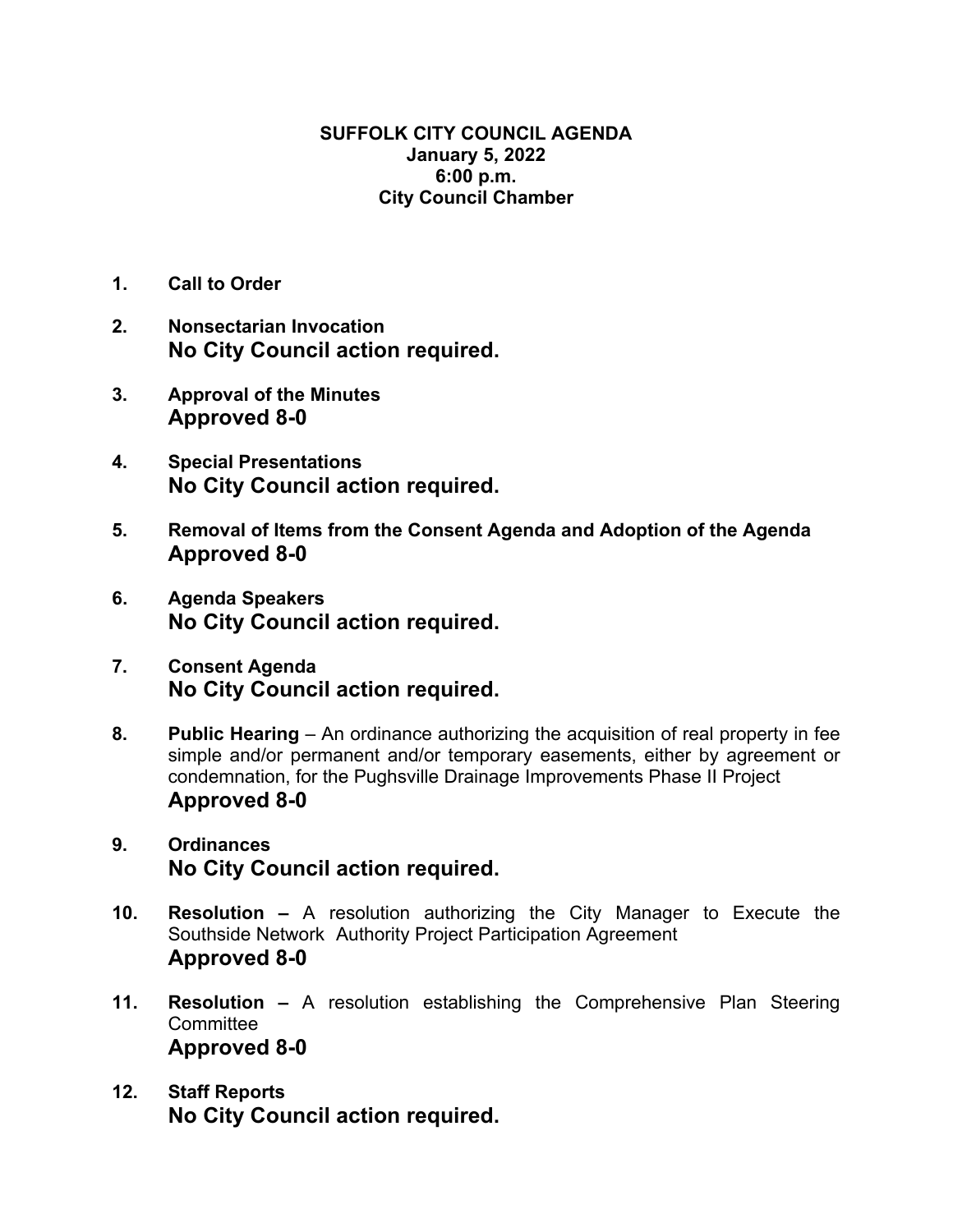**SUFFOLK CITY COUNCIL AGENDA**
**January 5, 2022**
**6:00 p.m.**
**City Council Chamber**

1. **Call to Order**

2. **Nonsectarian Invocation**
   **No City Council action required.**

3. **Approval of the Minutes**
   **Approved 8-0**

4. **Special Presentations**
   **No City Council action required.**

5. **Removal of Items from the Consent Agenda and Adoption of the Agenda**
   **Approved 8-0**

6. **Agenda Speakers**
   **No City Council action required.**

7. **Consent Agenda**
   **No City Council action required.**

8. **Public Hearing** – An ordinance authorizing the acquisition of real property in fee simple and/or permanent and/or temporary easements, either by agreement or condemnation, for the Pughsville Drainage Improvements Phase II Project
   **Approved 8-0**

9. **Ordinances**
   **No City Council action required.**

10. **Resolution –** A resolution authorizing the City Manager to Execute the Southside Network Authority Project Participation Agreement
    **Approved 8-0**

11. **Resolution –** A resolution establishing the Comprehensive Plan Steering Committee
    **Approved 8-0**

12. **Staff Reports**
    **No City Council action required.**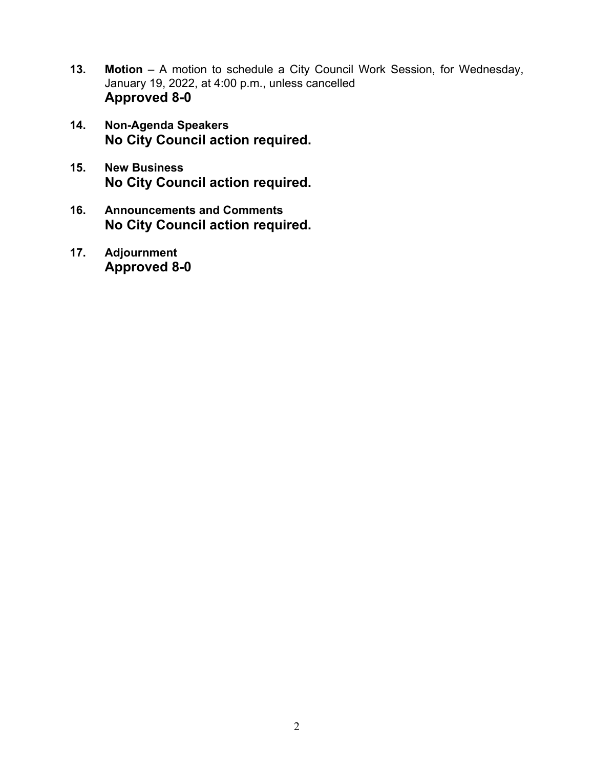13. **Motion** – A motion to schedule a City Council Work Session, for Wednesday, January 19, 2022, at 4:00 p.m., unless cancelled
    **Approved 8-0**

14. **Non-Agenda Speakers**
    **No City Council action required.**

15. **New Business**
    **No City Council action required.**

16. **Announcements and Comments**
    **No City Council action required.**

17. **Adjournment**
    **Approved 8-0**